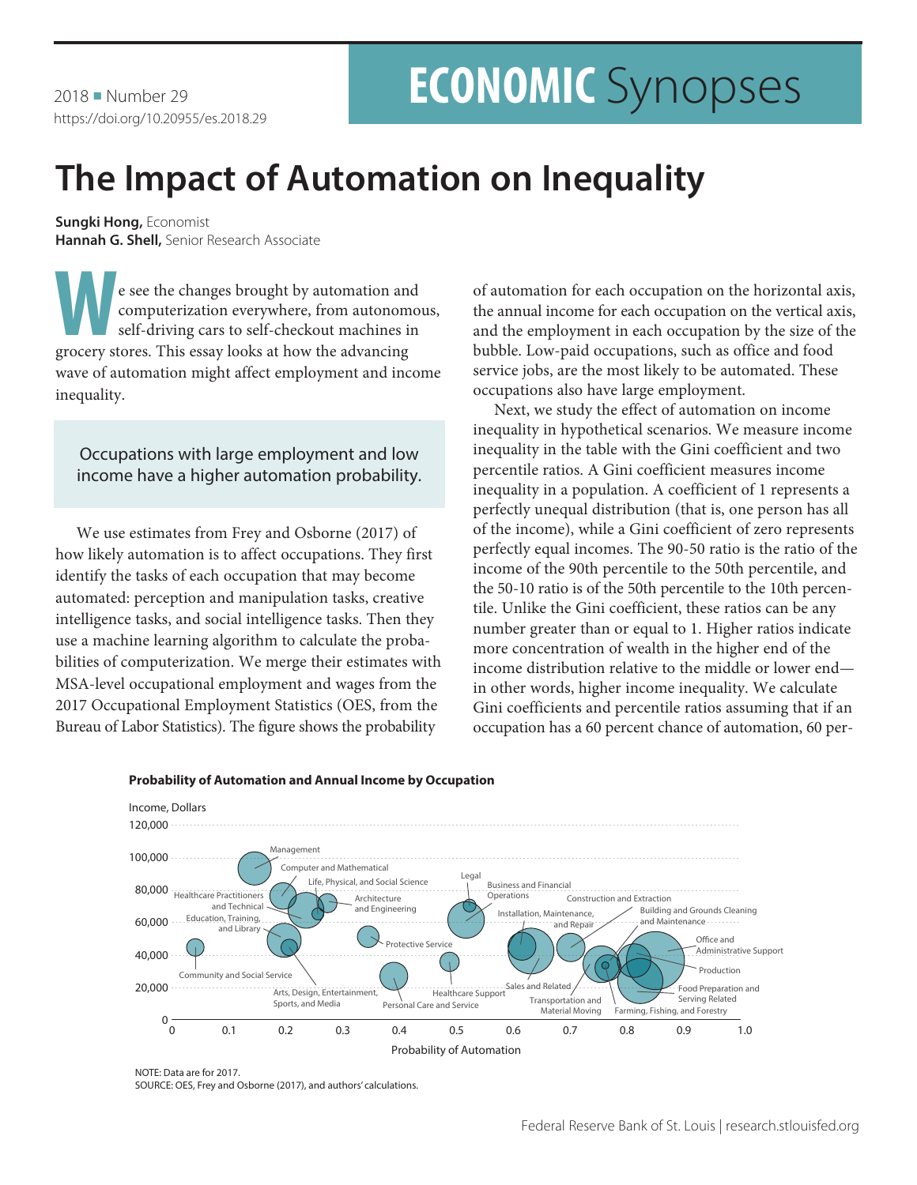2018 ■ Number 29
https://doi.org/10.20955/es.2018.29

# ECONOMIC Synopses

# The Impact of Automation on Inequality

**Sungki Hong,** Economist
**Hannah G. Shell,** Senior Research Associate

We see the changes brought by automation and computerization everywhere, from autonomous, self-driving cars to self-checkout machines in grocery stores. This essay looks at how the advancing wave of automation might affect employment and income inequality.

> Occupations with large employment and low income have a higher automation probability.

We use estimates from Frey and Osborne (2017) of how likely automation is to affect occupations. They first identify the tasks of each occupation that may become automated: perception and manipulation tasks, creative intelligence tasks, and social intelligence tasks. Then they use a machine learning algorithm to calculate the probabilities of computerization. We merge their estimates with MSA-level occupational employment and wages from the 2017 Occupational Employment Statistics (OES, from the Bureau of Labor Statistics). The figure shows the probability of automation for each occupation on the horizontal axis, the annual income for each occupation on the vertical axis, and the employment in each occupation by the size of the bubble. Low-paid occupations, such as office and food service jobs, are the most likely to be automated. These occupations also have large employment.

Next, we study the effect of automation on income inequality in hypothetical scenarios. We measure income inequality in the table with the Gini coefficient and two percentile ratios. A Gini coefficient measures income inequality in a population. A coefficient of 1 represents a perfectly unequal distribution (that is, one person has all of the income), while a Gini coefficient of zero represents perfectly equal incomes. The 90-50 ratio is the ratio of the income of the 90th percentile to the 50th percentile, and the 50-10 ratio is of the 50th percentile to the 10th percentile. Unlike the Gini coefficient, these ratios can be any number greater than or equal to 1. Higher ratios indicate more concentration of wealth in the higher end of the income distribution relative to the middle or lower end—in other words, higher income inequality. We calculate Gini coefficients and percentile ratios assuming that if an occupation has a 60 percent chance of automation, 60 per-

**Probability of Automation and Annual Income by Occupation**

NOTE: Data are for 2017.
SOURCE: OES, Frey and Osborne (2017), and authors' calculations.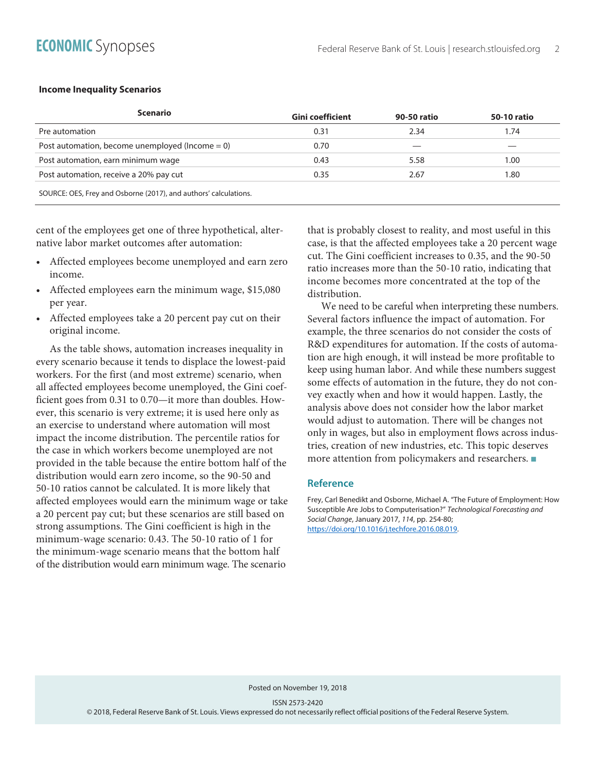**Income Inequality Scenarios**

| Scenario | Gini coefficient | 90-50 ratio | 50-10 ratio |
|---|---|---|---|
| Pre automation | 0.31 | 2.34 | 1.74 |
| Post automation, become unemployed (Income = 0) | 0.70 | — | — |
| Post automation, earn minimum wage | 0.43 | 5.58 | 1.00 |
| Post automation, receive a 20% pay cut | 0.35 | 2.67 | 1.80 |

SOURCE: OES, Frey and Osborne (2017), and authors' calculations.

cent of the employees get one of three hypothetical, alternative labor market outcomes after automation:

- Affected employees become unemployed and earn zero income.
- Affected employees earn the minimum wage, $15,080 per year.
- Affected employees take a 20 percent pay cut on their original income.

As the table shows, automation increases inequality in every scenario because it tends to displace the lowest-paid workers. For the first (and most extreme) scenario, when all affected employees become unemployed, the Gini coefficient goes from 0.31 to 0.70—it more than doubles. However, this scenario is very extreme; it is used here only as an exercise to understand where automation will most impact the income distribution. The percentile ratios for the case in which workers become unemployed are not provided in the table because the entire bottom half of the distribution would earn zero income, so the 90-50 and 50-10 ratios cannot be calculated. It is more likely that affected employees would earn the minimum wage or take a 20 percent pay cut; but these scenarios are still based on strong assumptions. The Gini coefficient is high in the minimum-wage scenario: 0.43. The 50-10 ratio of 1 for the minimum-wage scenario means that the bottom half of the distribution would earn minimum wage. The scenario that is probably closest to reality, and most useful in this case, is that the affected employees take a 20 percent wage cut. The Gini coefficient increases to 0.35, and the 90-50 ratio increases more than the 50-10 ratio, indicating that income becomes more concentrated at the top of the distribution.

We need to be careful when interpreting these numbers. Several factors influence the impact of automation. For example, the three scenarios do not consider the costs of R&D expenditures for automation. If the costs of automation are high enough, it will instead be more profitable to keep using human labor. And while these numbers suggest some effects of automation in the future, they do not convey exactly when and how it would happen. Lastly, the analysis above does not consider how the labor market would adjust to automation. There will be changes not only in wages, but also in employment flows across industries, creation of new industries, etc. This topic deserves more attention from policymakers and researchers. ■

## Reference

Frey, Carl Benedikt and Osborne, Michael A. "The Future of Employment: How Susceptible Are Jobs to Computerisation?" *Technological Forecasting and Social Change*, January 2017, *114*, pp. 254-80; https://doi.org/10.1016/j.techfore.2016.08.019.

Posted on November 19, 2018

ISSN 2573-2420

© 2018, Federal Reserve Bank of St. Louis. Views expressed do not necessarily reflect official positions of the Federal Reserve System.